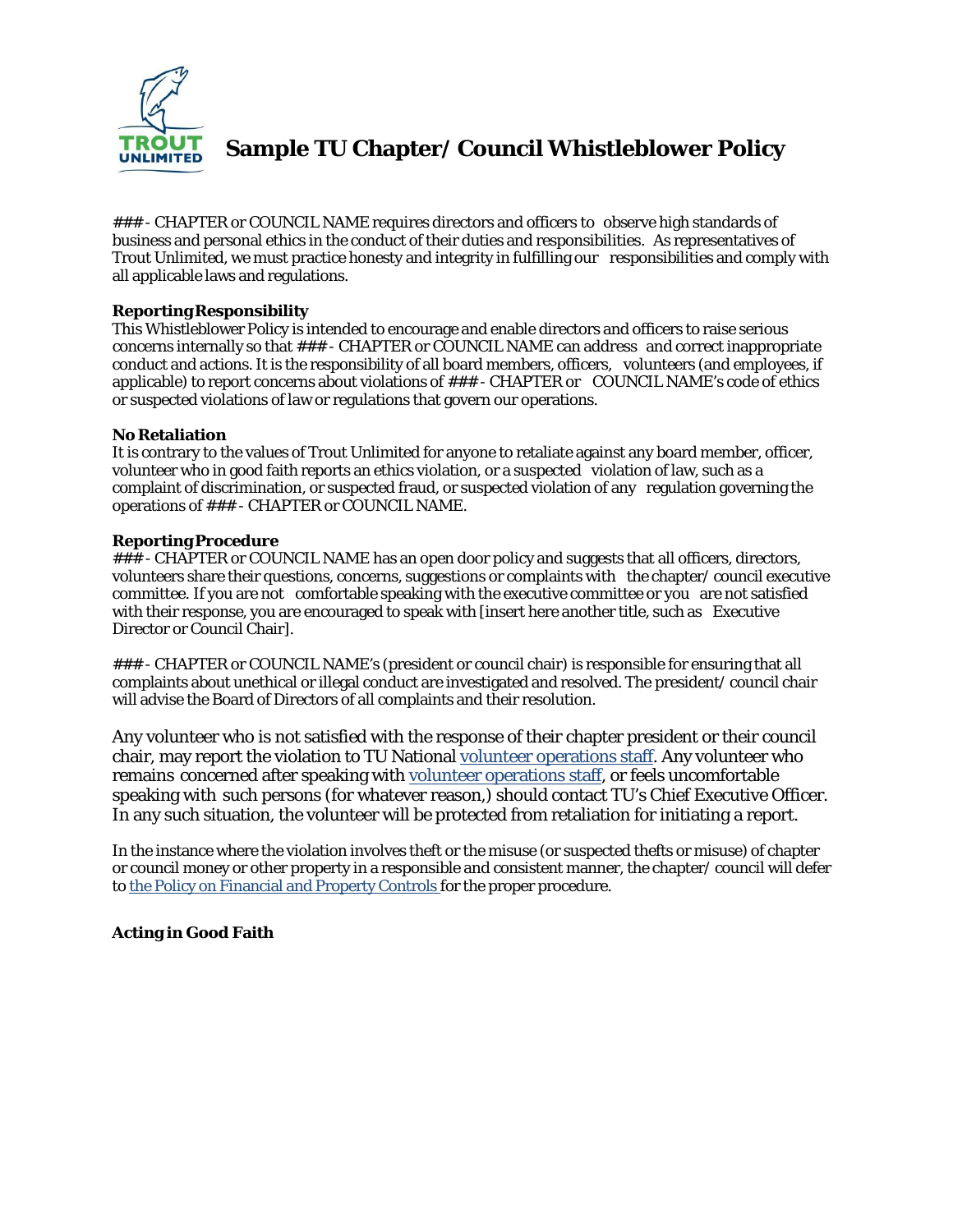# Sample TU Chapter/ Council Whistleblower Policy

### - CHAPTER or COUNCIL NAME requires directors and officers to observe high standards of business and personal ethics in the conduct of their duties and responsibilities. As representatives of Trout Unlimited, we must practice honesty and integrity in fulfilling our responsibilities and comply with all applicable laws and regulations.

**Reporting Responsibility**

This Whistleblower Policy is intended to encourage and enable directors and officers to raise serious concerns internally so that ### - CHAPTER or COUNCIL NAME can address and correct inappropriate conduct and actions. It is the responsibility of all board members, officers, volunteers (and employees, if applicable) to report concerns about violations of ### - CHAPTER or COUNCIL NAME's code of ethics or suspected violations of law or regulations that govern our operations.

**No Retaliation**

It is contrary to the values of Trout Unlimited for anyone to retaliate against any board member, officer, volunteer who in good faith reports an ethics violation, or a suspected violation of law, such as a complaint of discrimination, or suspected fraud, or suspected violation of any regulation governing the operations of ### - CHAPTER or COUNCIL NAME.

**Reporting Procedure**

### - CHAPTER or COUNCIL NAME has an open door policy and suggests that all officers, directors, volunteers share their questions, concerns, suggestions or complaints with the chapter/ council executive committee. If you are not comfortable speaking with the executive committee or you are not satisfied with their response, you are encouraged to speak with [insert here another title, such as Executive Director or Council Chair].

### - CHAPTER or COUNCIL NAME's (president or council chair) is responsible for ensuring that all complaints about unethical or illegal conduct are investigated and resolved. The president/ council chair will advise the Board of Directors of all complaints and their resolution.

Any volunteer who is not satisfied with the response of their chapter president or their council chair, may report the violation to TU National volunteer operations staff. Any volunteer who remains concerned after speaking with volunteer operations staff, or feels uncomfortable speaking with such persons (for whatever reason,) should contact TU's Chief Executive Officer. In any such situation, the volunteer will be protected from retaliation for initiating a report.

In the instance where the violation involves theft or the misuse (or suspected thefts or misuse) of chapter or council money or other property in a responsible and consistent manner, the chapter/ council will defer to the Policy on Financial and Property Controls for the proper procedure.

**Acting in Good Faith**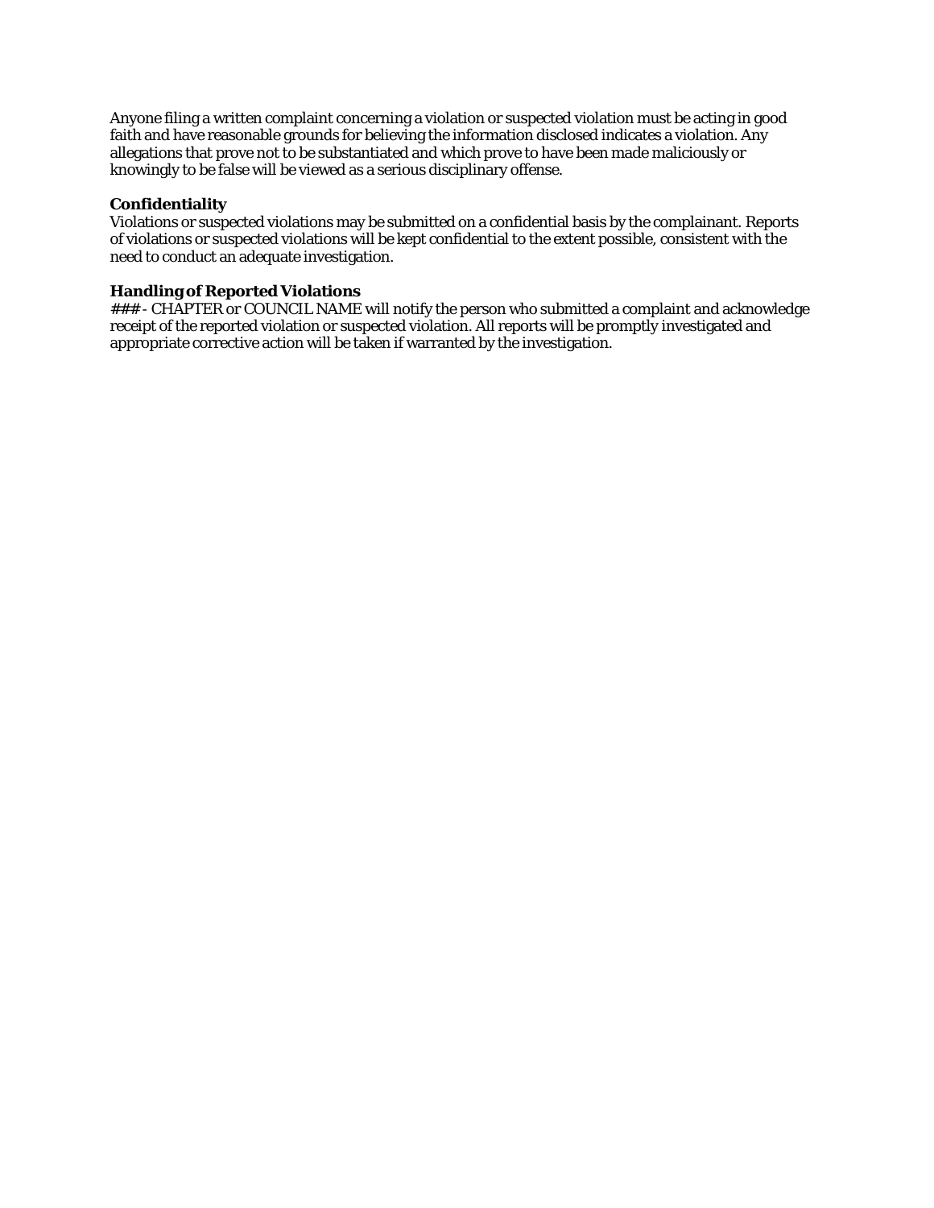Anyone filing a written complaint concerning a violation or suspected violation must be acting in good faith and have reasonable grounds for believing the information disclosed indicates a violation. Any allegations that prove not to be substantiated and which prove to have been made maliciously or knowingly to be false will be viewed as a serious disciplinary offense.

**Confidentiality**
Violations or suspected violations may be submitted on a confidential basis by the complainant. Reports of violations or suspected violations will be kept confidential to the extent possible, consistent with the need to conduct an adequate investigation.

**Handling of Reported Violations**
### - CHAPTER or COUNCIL NAME will notify the person who submitted a complaint and acknowledge receipt of the reported violation or suspected violation. All reports will be promptly investigated and appropriate corrective action will be taken if warranted by the investigation.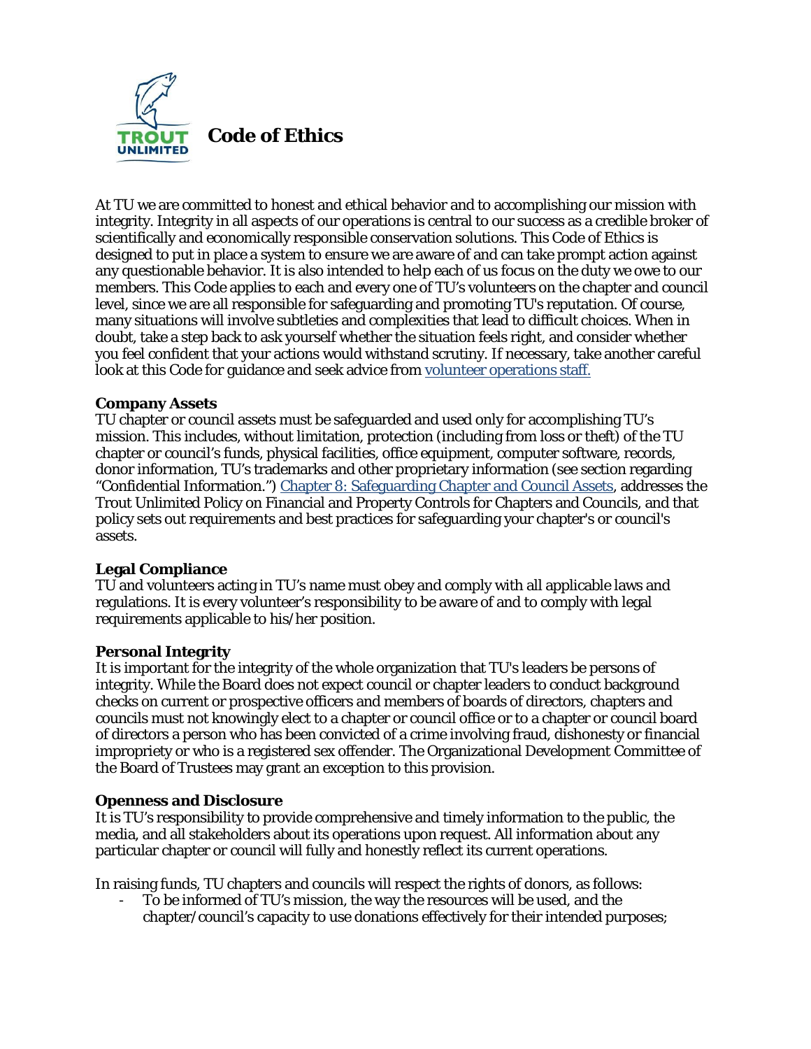# Code of Ethics

At TU we are committed to honest and ethical behavior and to accomplishing our mission with integrity. Integrity in all aspects of our operations is central to our success as a credible broker of scientifically and economically responsible conservation solutions. This Code of Ethics is designed to put in place a system to ensure we are aware of and can take prompt action against any questionable behavior. It is also intended to help each of us focus on the duty we owe to our members. This Code applies to each and every one of TU's volunteers on the chapter and council level, since we are all responsible for safeguarding and promoting TU's reputation. Of course, many situations will involve subtleties and complexities that lead to difficult choices. When in doubt, take a step back to ask yourself whether the situation feels right, and consider whether you feel confident that your actions would withstand scrutiny. If necessary, take another careful look at this Code for guidance and seek advice from volunteer operations staff.

**Company Assets**
TU chapter or council assets must be safeguarded and used only for accomplishing TU's mission. This includes, without limitation, protection (including from loss or theft) of the TU chapter or council's funds, physical facilities, office equipment, computer software, records, donor information, TU's trademarks and other proprietary information (see section regarding "Confidential Information.") Chapter 8: Safeguarding Chapter and Council Assets, addresses the Trout Unlimited Policy on Financial and Property Controls for Chapters and Councils, and that policy sets out requirements and best practices for safeguarding your chapter's or council's assets.

**Legal Compliance**
TU and volunteers acting in TU's name must obey and comply with all applicable laws and regulations. It is every volunteer's responsibility to be aware of and to comply with legal requirements applicable to his/her position.

**Personal Integrity**
It is important for the integrity of the whole organization that TU's leaders be persons of integrity. While the Board does not expect council or chapter leaders to conduct background checks on current or prospective officers and members of boards of directors, chapters and councils must not knowingly elect to a chapter or council office or to a chapter or council board of directors a person who has been convicted of a crime involving fraud, dishonesty or financial impropriety or who is a registered sex offender. The Organizational Development Committee of the Board of Trustees may grant an exception to this provision.

**Openness and Disclosure**
It is TU's responsibility to provide comprehensive and timely information to the public, the media, and all stakeholders about its operations upon request. All information about any particular chapter or council will fully and honestly reflect its current operations.

In raising funds, TU chapters and councils will respect the rights of donors, as follows:

- To be informed of TU's mission, the way the resources will be used, and the chapter/council's capacity to use donations effectively for their intended purposes;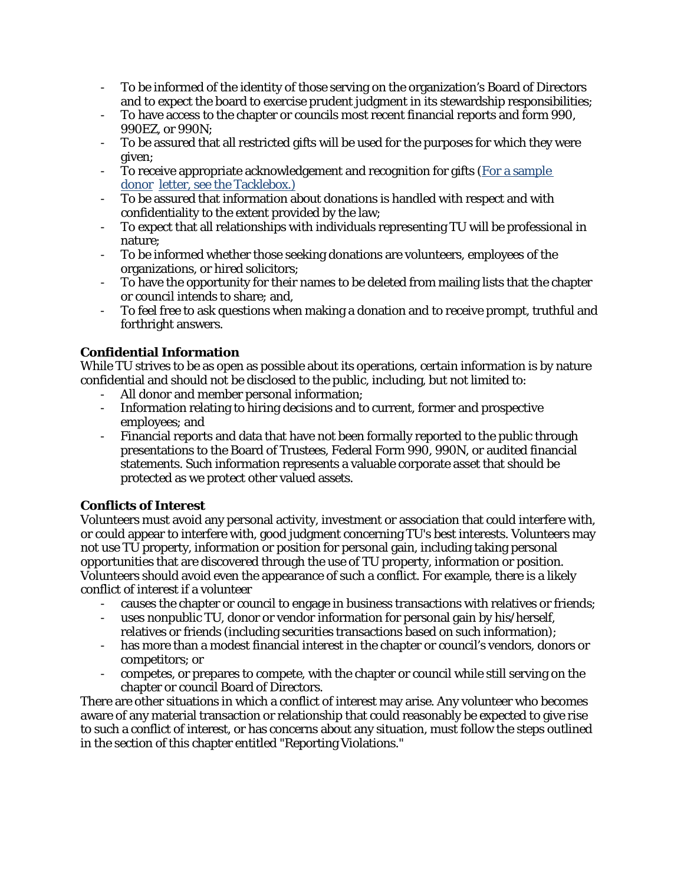- To be informed of the identity of those serving on the organization's Board of Directors and to expect the board to exercise prudent judgment in its stewardship responsibilities;
- To have access to the chapter or councils most recent financial reports and form 990, 990EZ, or 990N;
- To be assured that all restricted gifts will be used for the purposes for which they were given;
- To receive appropriate acknowledgement and recognition for gifts (For a sample donor letter, see the Tacklebox.)
- To be assured that information about donations is handled with respect and with confidentiality to the extent provided by the law;
- To expect that all relationships with individuals representing TU will be professional in nature;
- To be informed whether those seeking donations are volunteers, employees of the organizations, or hired solicitors;
- To have the opportunity for their names to be deleted from mailing lists that the chapter or council intends to share; and,
- To feel free to ask questions when making a donation and to receive prompt, truthful and forthright answers.

**Confidential Information**

While TU strives to be as open as possible about its operations, certain information is by nature confidential and should not be disclosed to the public, including, but not limited to:

- All donor and member personal information;
- Information relating to hiring decisions and to current, former and prospective employees; and
- Financial reports and data that have not been formally reported to the public through presentations to the Board of Trustees, Federal Form 990, 990N, or audited financial statements. Such information represents a valuable corporate asset that should be protected as we protect other valued assets.

**Conflicts of Interest**

Volunteers must avoid any personal activity, investment or association that could interfere with, or could appear to interfere with, good judgment concerning TU's best interests. Volunteers may not use TU property, information or position for personal gain, including taking personal opportunities that are discovered through the use of TU property, information or position. Volunteers should avoid even the appearance of such a conflict. For example, there is a likely conflict of interest if a volunteer

- causes the chapter or council to engage in business transactions with relatives or friends;
- uses nonpublic TU, donor or vendor information for personal gain by his/herself, relatives or friends (including securities transactions based on such information);
- has more than a modest financial interest in the chapter or council's vendors, donors or competitors; or
- competes, or prepares to compete, with the chapter or council while still serving on the chapter or council Board of Directors.

There are other situations in which a conflict of interest may arise. Any volunteer who becomes aware of any material transaction or relationship that could reasonably be expected to give rise to such a conflict of interest, or has concerns about any situation, must follow the steps outlined in the section of this chapter entitled "Reporting Violations."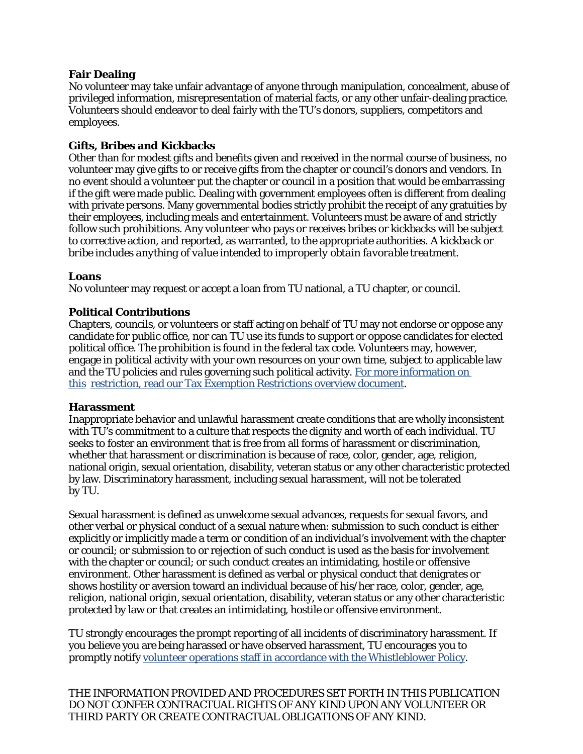**Fair Dealing**
No volunteer may take unfair advantage of anyone through manipulation, concealment, abuse of privileged information, misrepresentation of material facts, or any other unfair-dealing practice. Volunteers should endeavor to deal fairly with the TU's donors, suppliers, competitors and employees.

**Gifts, Bribes and Kickbacks**
Other than for modest gifts and benefits given and received in the normal course of business, no volunteer may give gifts to or receive gifts from the chapter or council's donors and vendors. In no event should a volunteer put the chapter or council in a position that would be embarrassing if the gift were made public. Dealing with government employees often is different from dealing with private persons. Many governmental bodies strictly prohibit the receipt of any gratuities by their employees, including meals and entertainment. Volunteers must be aware of and strictly follow such prohibitions. Any volunteer who pays or receives bribes or kickbacks will be subject to corrective action, and reported, as warranted, to the appropriate authorities. *A kickback or bribe includes anything of value intended to improperly obtain favorable treatment.*

**Loans**
No volunteer may request or accept a loan from TU national, a TU chapter, or council.

**Political Contributions**
Chapters, councils, or volunteers or staff acting on behalf of TU may not endorse or oppose any candidate for public office, nor can TU use its funds to support or oppose candidates for elected political office. The prohibition is found in the federal tax code. Volunteers may, however, engage in political activity with your own resources on your own time, subject to applicable law and the TU policies and rules governing such political activity. For more information on this restriction, read our Tax Exemption Restrictions overview document.

**Harassment**
Inappropriate behavior and unlawful harassment create conditions that are wholly inconsistent with TU's commitment to a culture that respects the dignity and worth of each individual. TU seeks to foster an environment that is free from all forms of harassment or discrimination, whether that harassment or discrimination is because of race, color, gender, age, religion, national origin, sexual orientation, disability, veteran status or any other characteristic protected by law. Discriminatory harassment, including sexual harassment, will not be tolerated by TU.

Sexual harassment is defined as unwelcome sexual advances, requests for sexual favors, and other verbal or physical conduct of a sexual nature when: submission to such conduct is either explicitly or implicitly made a term or condition of an individual's involvement with the chapter or council; or submission to or rejection of such conduct is used as the basis for involvement with the chapter or council; or such conduct creates an intimidating, hostile or offensive environment. Other harassment is defined as verbal or physical conduct that denigrates or shows hostility or aversion toward an individual because of his/her race, color, gender, age, religion, national origin, sexual orientation, disability, veteran status or any other characteristic protected by law or that creates an intimidating, hostile or offensive environment.

TU strongly encourages the prompt reporting of all incidents of discriminatory harassment. If you believe you are being harassed or have observed harassment, TU encourages you to promptly notify volunteer operations staff in accordance with the Whistleblower Policy.

THE INFORMATION PROVIDED AND PROCEDURES SET FORTH IN THIS PUBLICATION DO NOT CONFER CONTRACTUAL RIGHTS OF ANY KIND UPON ANY VOLUNTEER OR THIRD PARTY OR CREATE CONTRACTUAL OBLIGATIONS OF ANY KIND.